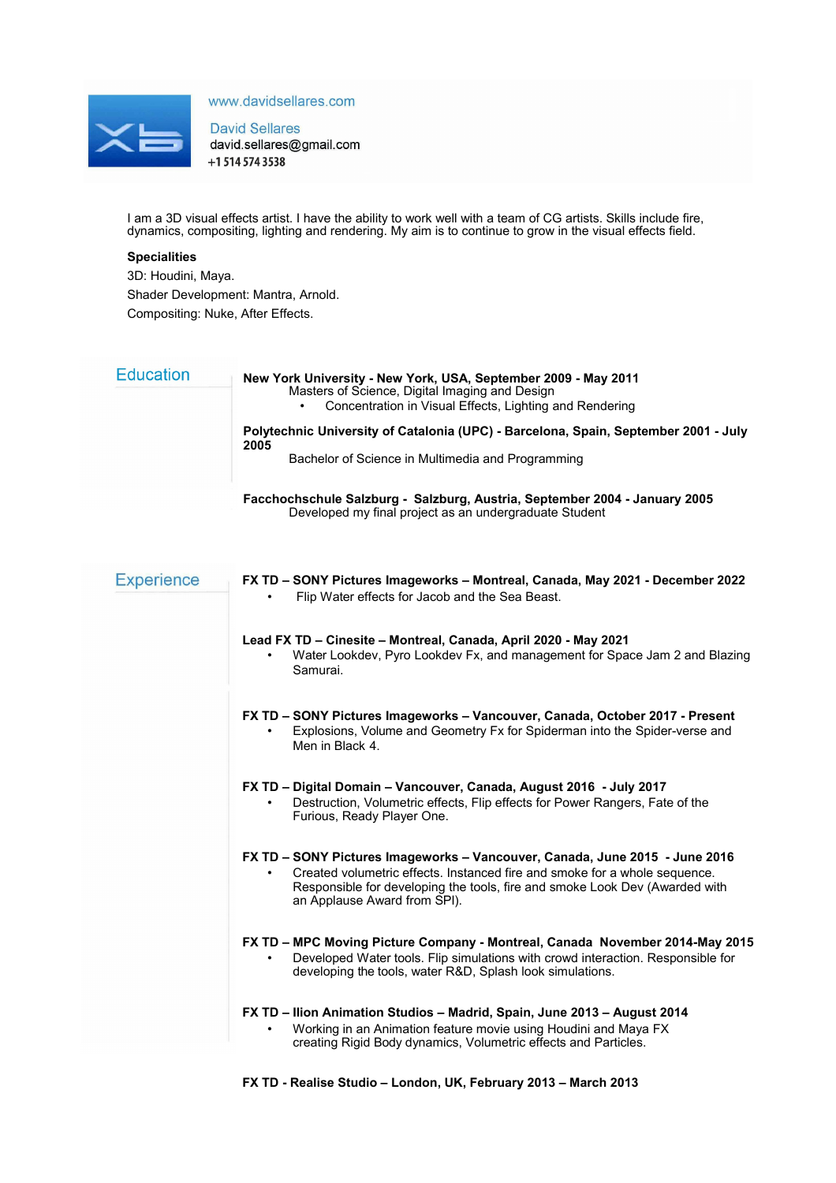www.davidsellares.com

David Sellares
david.sellares@gmail.com
+1 514 574 3538

I am a 3D visual effects artist. I have the ability to work well with a team of CG artists. Skills include fire, dynamics, compositing, lighting and rendering. My aim is to continue to grow in the visual effects field.

**Specialities**

3D: Houdini, Maya.

Shader Development: Mantra, Arnold.

Compositing: Nuke, After Effects.

## Education

**New York University - New York, USA, September 2009 - May 2011**

Masters of Science, Digital Imaging and Design

- Concentration in Visual Effects, Lighting and Rendering

**Polytechnic University of Catalonia (UPC) - Barcelona, Spain, September 2001 - July 2005**

Bachelor of Science in Multimedia and Programming

**Facchochschule Salzburg - Salzburg, Austria, September 2004 - January 2005**

Developed my final project as an undergraduate Student

## Experience

**FX TD – SONY Pictures Imageworks – Montreal, Canada, May 2021 - December 2022**

- Flip Water effects for Jacob and the Sea Beast.

**Lead FX TD – Cinesite – Montreal, Canada, April 2020 - May 2021**

- Water Lookdev, Pyro Lookdev Fx, and management for Space Jam 2 and Blazing Samurai.

**FX TD – SONY Pictures Imageworks – Vancouver, Canada, October 2017 - Present**

- Explosions, Volume and Geometry Fx for Spiderman into the Spider-verse and Men in Black 4.

**FX TD – Digital Domain – Vancouver, Canada, August 2016 - July 2017**

- Destruction, Volumetric effects, Flip effects for Power Rangers, Fate of the Furious, Ready Player One.

**FX TD – SONY Pictures Imageworks – Vancouver, Canada, June 2015 - June 2016**

- Created volumetric effects. Instanced fire and smoke for a whole sequence. Responsible for developing the tools, fire and smoke Look Dev (Awarded with an Applause Award from SPI).

**FX TD – MPC Moving Picture Company - Montreal, Canada November 2014-May 2015**

- Developed Water tools. Flip simulations with crowd interaction. Responsible for developing the tools, water R&D, Splash look simulations.

**FX TD – Ilion Animation Studios – Madrid, Spain, June 2013 – August 2014**

- Working in an Animation feature movie using Houdini and Maya FX creating Rigid Body dynamics, Volumetric effects and Particles.

**FX TD - Realise Studio – London, UK, February 2013 – March 2013**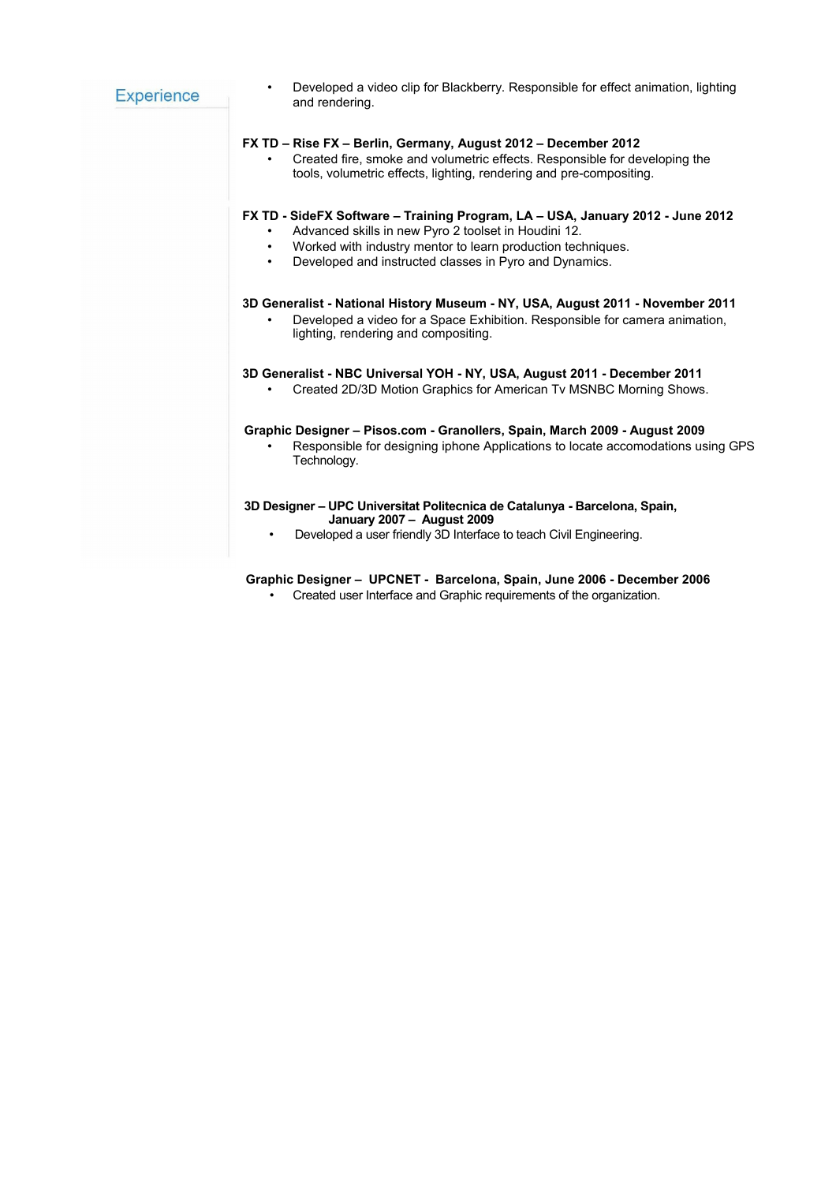## Experience

- Developed a video clip for Blackberry. Responsible for effect animation, lighting and rendering.

**FX TD – Rise FX – Berlin, Germany, August 2012 – December 2012**

- Created fire, smoke and volumetric effects. Responsible for developing the tools, volumetric effects, lighting, rendering and pre-compositing.

**FX TD - SideFX Software – Training Program, LA – USA, January 2012 - June 2012**

- Advanced skills in new Pyro 2 toolset in Houdini 12.
- Worked with industry mentor to learn production techniques.
- Developed and instructed classes in Pyro and Dynamics.

**3D Generalist - National History Museum - NY, USA, August 2011 - November 2011**

- Developed a video for a Space Exhibition. Responsible for camera animation, lighting, rendering and compositing.

**3D Generalist - NBC Universal YOH - NY, USA, August 2011 - December 2011**

- Created 2D/3D Motion Graphics for American Tv MSNBC Morning Shows.

**Graphic Designer – Pisos.com - Granollers, Spain, March 2009 - August 2009**

- Responsible for designing iphone Applications to locate accomodations using GPS Technology.

**3D Designer – UPC Universitat Politecnica de Catalunya - Barcelona, Spain, January 2007 – August 2009**

- Developed a user friendly 3D Interface to teach Civil Engineering.

**Graphic Designer – UPCNET - Barcelona, Spain, June 2006 - December 2006**

- Created user Interface and Graphic requirements of the organization.